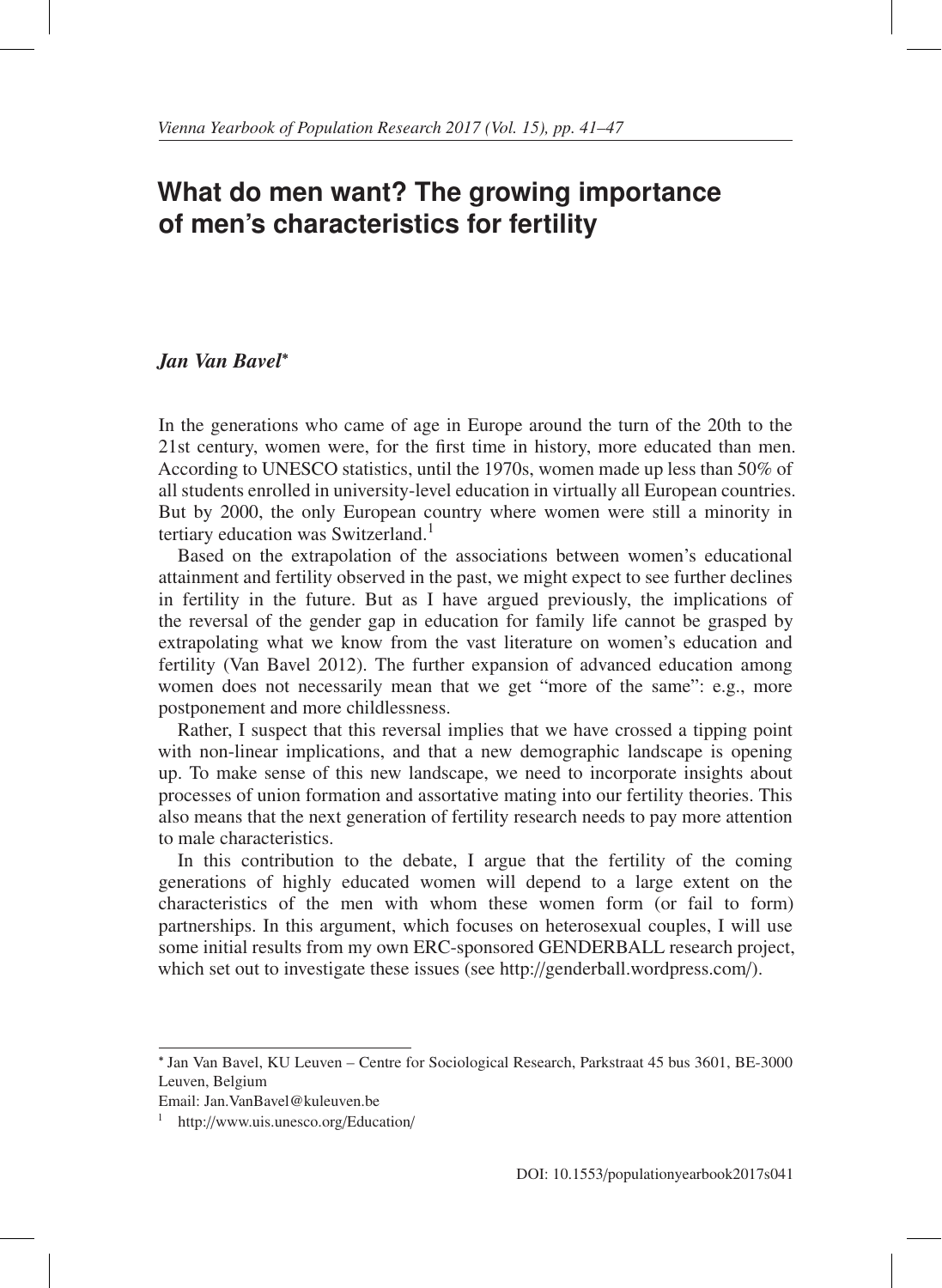# What do men want? The growing importance of men's characteristics for fertility

***Jan Van Bavel****

In the generations who came of age in Europe around the turn of the 20th to the 21st century, women were, for the first time in history, more educated than men. According to UNESCO statistics, until the 1970s, women made up less than 50% of all students enrolled in university-level education in virtually all European countries. But by 2000, the only European country where women were still a minority in tertiary education was Switzerland.[1]

Based on the extrapolation of the associations between women's educational attainment and fertility observed in the past, we might expect to see further declines in fertility in the future. But as I have argued previously, the implications of the reversal of the gender gap in education for family life cannot be grasped by extrapolating what we know from the vast literature on women's education and fertility (Van Bavel 2012). The further expansion of advanced education among women does not necessarily mean that we get "more of the same": e.g., more postponement and more childlessness.

Rather, I suspect that this reversal implies that we have crossed a tipping point with non-linear implications, and that a new demographic landscape is opening up. To make sense of this new landscape, we need to incorporate insights about processes of union formation and assortative mating into our fertility theories. This also means that the next generation of fertility research needs to pay more attention to male characteristics.

In this contribution to the debate, I argue that the fertility of the coming generations of highly educated women will depend to a large extent on the characteristics of the men with whom these women form (or fail to form) partnerships. In this argument, which focuses on heterosexual couples, I will use some initial results from my own ERC-sponsored GENDERBALL research project, which set out to investigate these issues (see http://genderball.wordpress.com/).

---

\* Jan Van Bavel, KU Leuven – Centre for Sociological Research, Parkstraat 45 bus 3601, BE-3000 Leuven, Belgium
Email: Jan.VanBavel@kuleuven.be

[1] http://www.uis.unesco.org/Education/

DOI: 10.1553/populationyearbook2017s041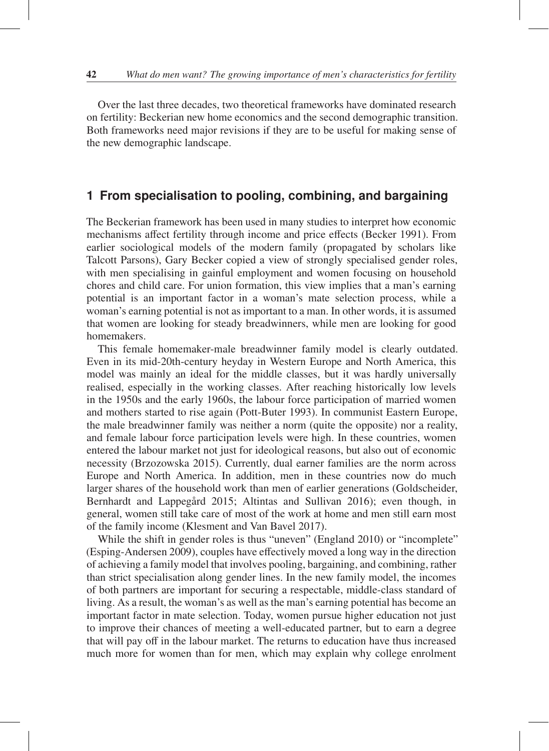Over the last three decades, two theoretical frameworks have dominated research on fertility: Beckerian new home economics and the second demographic transition. Both frameworks need major revisions if they are to be useful for making sense of the new demographic landscape.

## 1 From specialisation to pooling, combining, and bargaining

The Beckerian framework has been used in many studies to interpret how economic mechanisms affect fertility through income and price effects (Becker 1991). From earlier sociological models of the modern family (propagated by scholars like Talcott Parsons), Gary Becker copied a view of strongly specialised gender roles, with men specialising in gainful employment and women focusing on household chores and child care. For union formation, this view implies that a man's earning potential is an important factor in a woman's mate selection process, while a woman's earning potential is not as important to a man. In other words, it is assumed that women are looking for steady breadwinners, while men are looking for good homemakers.

This female homemaker-male breadwinner family model is clearly outdated. Even in its mid-20th-century heyday in Western Europe and North America, this model was mainly an ideal for the middle classes, but it was hardly universally realised, especially in the working classes. After reaching historically low levels in the 1950s and the early 1960s, the labour force participation of married women and mothers started to rise again (Pott-Buter 1993). In communist Eastern Europe, the male breadwinner family was neither a norm (quite the opposite) nor a reality, and female labour force participation levels were high. In these countries, women entered the labour market not just for ideological reasons, but also out of economic necessity (Brzozowska 2015). Currently, dual earner families are the norm across Europe and North America. In addition, men in these countries now do much larger shares of the household work than men of earlier generations (Goldscheider, Bernhardt and Lappegård 2015; Altintas and Sullivan 2016); even though, in general, women still take care of most of the work at home and men still earn most of the family income (Klesment and Van Bavel 2017).

While the shift in gender roles is thus "uneven" (England 2010) or "incomplete" (Esping-Andersen 2009), couples have effectively moved a long way in the direction of achieving a family model that involves pooling, bargaining, and combining, rather than strict specialisation along gender lines. In the new family model, the incomes of both partners are important for securing a respectable, middle-class standard of living. As a result, the woman's as well as the man's earning potential has become an important factor in mate selection. Today, women pursue higher education not just to improve their chances of meeting a well-educated partner, but to earn a degree that will pay off in the labour market. The returns to education have thus increased much more for women than for men, which may explain why college enrolment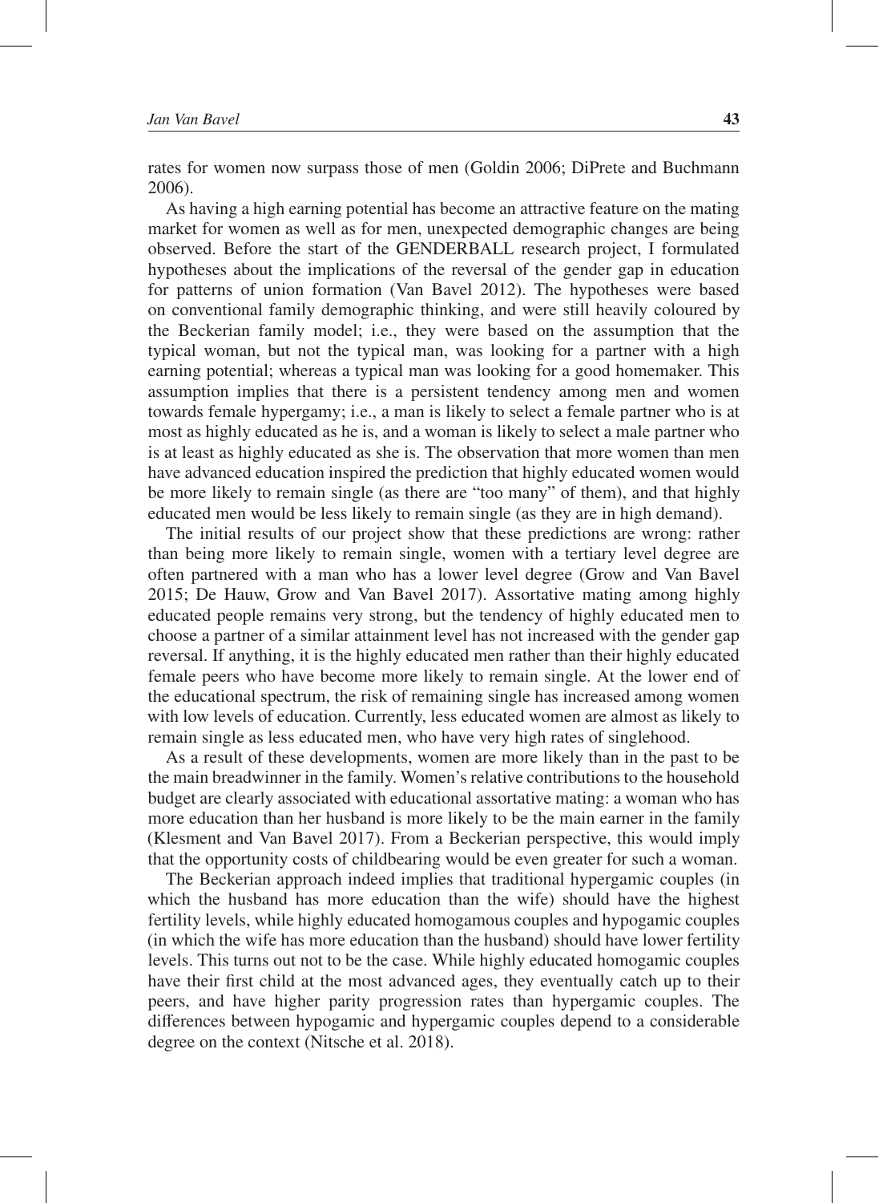rates for women now surpass those of men (Goldin 2006; DiPrete and Buchmann 2006).

As having a high earning potential has become an attractive feature on the mating market for women as well as for men, unexpected demographic changes are being observed. Before the start of the GENDERBALL research project, I formulated hypotheses about the implications of the reversal of the gender gap in education for patterns of union formation (Van Bavel 2012). The hypotheses were based on conventional family demographic thinking, and were still heavily coloured by the Beckerian family model; i.e., they were based on the assumption that the typical woman, but not the typical man, was looking for a partner with a high earning potential; whereas a typical man was looking for a good homemaker. This assumption implies that there is a persistent tendency among men and women towards female hypergamy; i.e., a man is likely to select a female partner who is at most as highly educated as he is, and a woman is likely to select a male partner who is at least as highly educated as she is. The observation that more women than men have advanced education inspired the prediction that highly educated women would be more likely to remain single (as there are "too many" of them), and that highly educated men would be less likely to remain single (as they are in high demand).

The initial results of our project show that these predictions are wrong: rather than being more likely to remain single, women with a tertiary level degree are often partnered with a man who has a lower level degree (Grow and Van Bavel 2015; De Hauw, Grow and Van Bavel 2017). Assortative mating among highly educated people remains very strong, but the tendency of highly educated men to choose a partner of a similar attainment level has not increased with the gender gap reversal. If anything, it is the highly educated men rather than their highly educated female peers who have become more likely to remain single. At the lower end of the educational spectrum, the risk of remaining single has increased among women with low levels of education. Currently, less educated women are almost as likely to remain single as less educated men, who have very high rates of singlehood.

As a result of these developments, women are more likely than in the past to be the main breadwinner in the family. Women's relative contributions to the household budget are clearly associated with educational assortative mating: a woman who has more education than her husband is more likely to be the main earner in the family (Klesment and Van Bavel 2017). From a Beckerian perspective, this would imply that the opportunity costs of childbearing would be even greater for such a woman.

The Beckerian approach indeed implies that traditional hypergamic couples (in which the husband has more education than the wife) should have the highest fertility levels, while highly educated homogamous couples and hypogamic couples (in which the wife has more education than the husband) should have lower fertility levels. This turns out not to be the case. While highly educated homogamic couples have their first child at the most advanced ages, they eventually catch up to their peers, and have higher parity progression rates than hypergamic couples. The differences between hypogamic and hypergamic couples depend to a considerable degree on the context (Nitsche et al. 2018).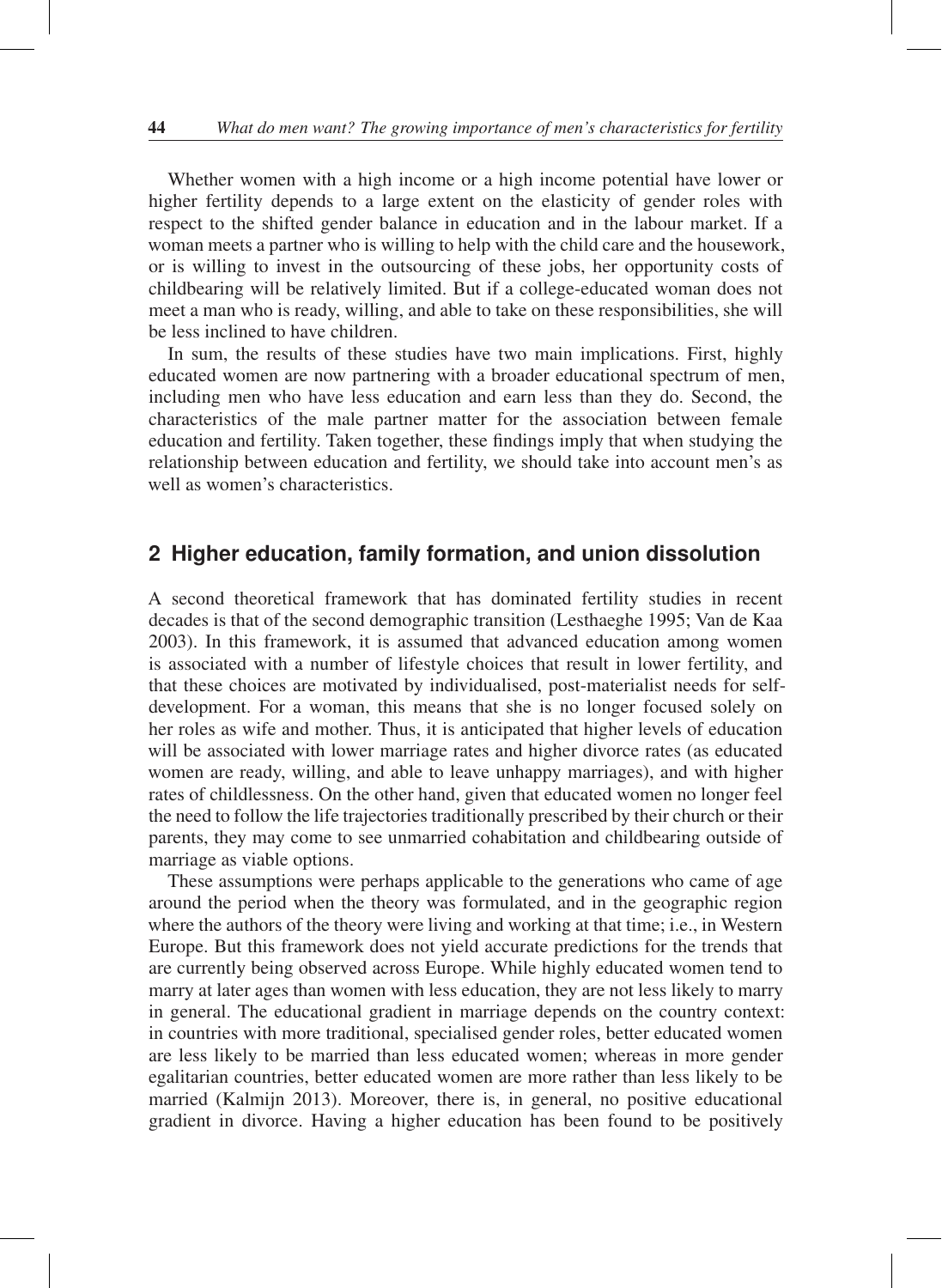Whether women with a high income or a high income potential have lower or higher fertility depends to a large extent on the elasticity of gender roles with respect to the shifted gender balance in education and in the labour market. If a woman meets a partner who is willing to help with the child care and the housework, or is willing to invest in the outsourcing of these jobs, her opportunity costs of childbearing will be relatively limited. But if a college-educated woman does not meet a man who is ready, willing, and able to take on these responsibilities, she will be less inclined to have children.

In sum, the results of these studies have two main implications. First, highly educated women are now partnering with a broader educational spectrum of men, including men who have less education and earn less than they do. Second, the characteristics of the male partner matter for the association between female education and fertility. Taken together, these findings imply that when studying the relationship between education and fertility, we should take into account men's as well as women's characteristics.

## 2 Higher education, family formation, and union dissolution

A second theoretical framework that has dominated fertility studies in recent decades is that of the second demographic transition (Lesthaeghe 1995; Van de Kaa 2003). In this framework, it is assumed that advanced education among women is associated with a number of lifestyle choices that result in lower fertility, and that these choices are motivated by individualised, post-materialist needs for self-development. For a woman, this means that she is no longer focused solely on her roles as wife and mother. Thus, it is anticipated that higher levels of education will be associated with lower marriage rates and higher divorce rates (as educated women are ready, willing, and able to leave unhappy marriages), and with higher rates of childlessness. On the other hand, given that educated women no longer feel the need to follow the life trajectories traditionally prescribed by their church or their parents, they may come to see unmarried cohabitation and childbearing outside of marriage as viable options.

These assumptions were perhaps applicable to the generations who came of age around the period when the theory was formulated, and in the geographic region where the authors of the theory were living and working at that time; i.e., in Western Europe. But this framework does not yield accurate predictions for the trends that are currently being observed across Europe. While highly educated women tend to marry at later ages than women with less education, they are not less likely to marry in general. The educational gradient in marriage depends on the country context: in countries with more traditional, specialised gender roles, better educated women are less likely to be married than less educated women; whereas in more gender egalitarian countries, better educated women are more rather than less likely to be married (Kalmijn 2013). Moreover, there is, in general, no positive educational gradient in divorce. Having a higher education has been found to be positively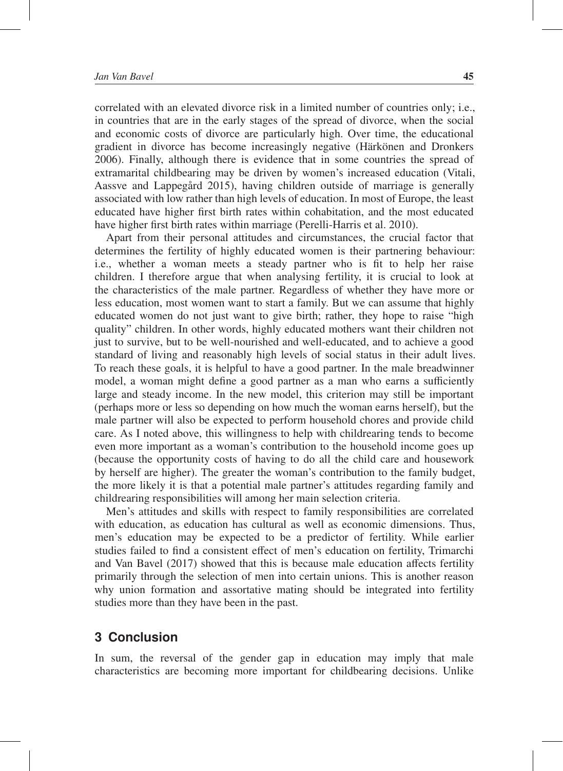correlated with an elevated divorce risk in a limited number of countries only; i.e., in countries that are in the early stages of the spread of divorce, when the social and economic costs of divorce are particularly high. Over time, the educational gradient in divorce has become increasingly negative (Härkönen and Dronkers 2006). Finally, although there is evidence that in some countries the spread of extramarital childbearing may be driven by women's increased education (Vitali, Aassve and Lappegård 2015), having children outside of marriage is generally associated with low rather than high levels of education. In most of Europe, the least educated have higher first birth rates within cohabitation, and the most educated have higher first birth rates within marriage (Perelli-Harris et al. 2010).

Apart from their personal attitudes and circumstances, the crucial factor that determines the fertility of highly educated women is their partnering behaviour: i.e., whether a woman meets a steady partner who is fit to help her raise children. I therefore argue that when analysing fertility, it is crucial to look at the characteristics of the male partner. Regardless of whether they have more or less education, most women want to start a family. But we can assume that highly educated women do not just want to give birth; rather, they hope to raise "high quality" children. In other words, highly educated mothers want their children not just to survive, but to be well-nourished and well-educated, and to achieve a good standard of living and reasonably high levels of social status in their adult lives. To reach these goals, it is helpful to have a good partner. In the male breadwinner model, a woman might define a good partner as a man who earns a sufficiently large and steady income. In the new model, this criterion may still be important (perhaps more or less so depending on how much the woman earns herself), but the male partner will also be expected to perform household chores and provide child care. As I noted above, this willingness to help with childrearing tends to become even more important as a woman's contribution to the household income goes up (because the opportunity costs of having to do all the child care and housework by herself are higher). The greater the woman's contribution to the family budget, the more likely it is that a potential male partner's attitudes regarding family and childrearing responsibilities will among her main selection criteria.

Men's attitudes and skills with respect to family responsibilities are correlated with education, as education has cultural as well as economic dimensions. Thus, men's education may be expected to be a predictor of fertility. While earlier studies failed to find a consistent effect of men's education on fertility, Trimarchi and Van Bavel (2017) showed that this is because male education affects fertility primarily through the selection of men into certain unions. This is another reason why union formation and assortative mating should be integrated into fertility studies more than they have been in the past.

## 3 Conclusion

In sum, the reversal of the gender gap in education may imply that male characteristics are becoming more important for childbearing decisions. Unlike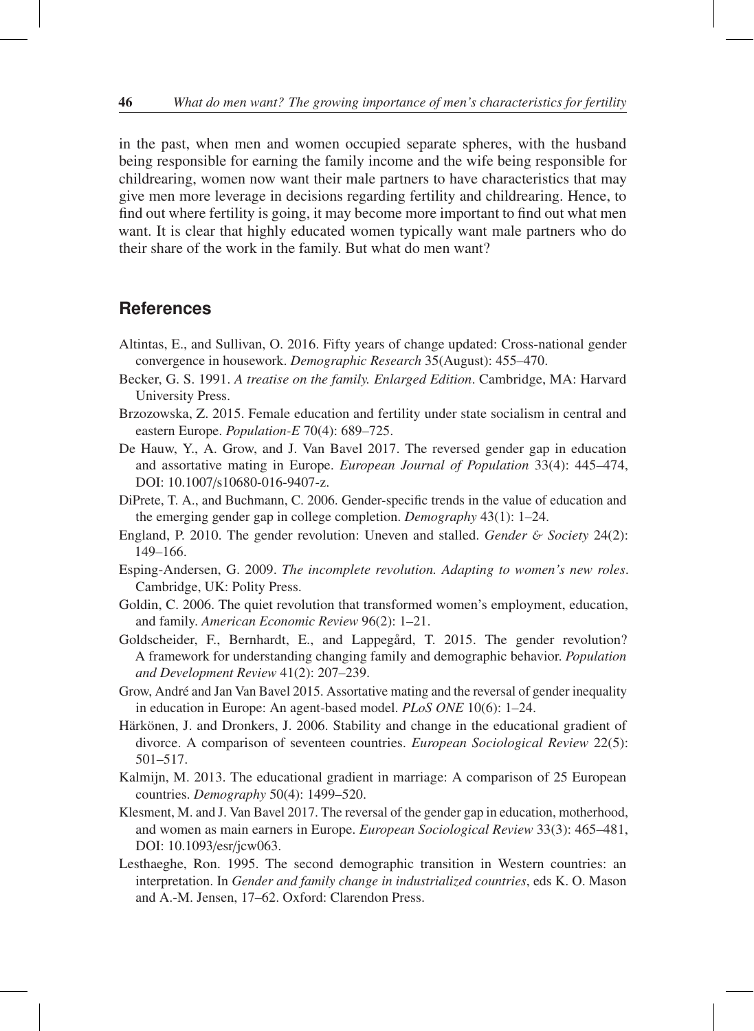in the past, when men and women occupied separate spheres, with the husband being responsible for earning the family income and the wife being responsible for childrearing, women now want their male partners to have characteristics that may give men more leverage in decisions regarding fertility and childrearing. Hence, to find out where fertility is going, it may become more important to find out what men want. It is clear that highly educated women typically want male partners who do their share of the work in the family. But what do men want?

## References

Altintas, E., and Sullivan, O. 2016. Fifty years of change updated: Cross-national gender convergence in housework. *Demographic Research* 35(August): 455–470.

Becker, G. S. 1991. *A treatise on the family. Enlarged Edition*. Cambridge, MA: Harvard University Press.

Brzozowska, Z. 2015. Female education and fertility under state socialism in central and eastern Europe. *Population-E* 70(4): 689–725.

De Hauw, Y., A. Grow, and J. Van Bavel 2017. The reversed gender gap in education and assortative mating in Europe. *European Journal of Population* 33(4): 445–474, DOI: 10.1007/s10680-016-9407-z.

DiPrete, T. A., and Buchmann, C. 2006. Gender-specific trends in the value of education and the emerging gender gap in college completion. *Demography* 43(1): 1–24.

England, P. 2010. The gender revolution: Uneven and stalled. *Gender & Society* 24(2): 149–166.

Esping-Andersen, G. 2009. *The incomplete revolution. Adapting to women's new roles*. Cambridge, UK: Polity Press.

Goldin, C. 2006. The quiet revolution that transformed women's employment, education, and family. *American Economic Review* 96(2): 1–21.

Goldscheider, F., Bernhardt, E., and Lappegård, T. 2015. The gender revolution? A framework for understanding changing family and demographic behavior. *Population and Development Review* 41(2): 207–239.

Grow, André and Jan Van Bavel 2015. Assortative mating and the reversal of gender inequality in education in Europe: An agent-based model. *PLoS ONE* 10(6): 1–24.

Härkönen, J. and Dronkers, J. 2006. Stability and change in the educational gradient of divorce. A comparison of seventeen countries. *European Sociological Review* 22(5): 501–517.

Kalmijn, M. 2013. The educational gradient in marriage: A comparison of 25 European countries. *Demography* 50(4): 1499–520.

Klesment, M. and J. Van Bavel 2017. The reversal of the gender gap in education, motherhood, and women as main earners in Europe. *European Sociological Review* 33(3): 465–481, DOI: 10.1093/esr/jcw063.

Lesthaeghe, Ron. 1995. The second demographic transition in Western countries: an interpretation. In *Gender and family change in industrialized countries*, eds K. O. Mason and A.-M. Jensen, 17–62. Oxford: Clarendon Press.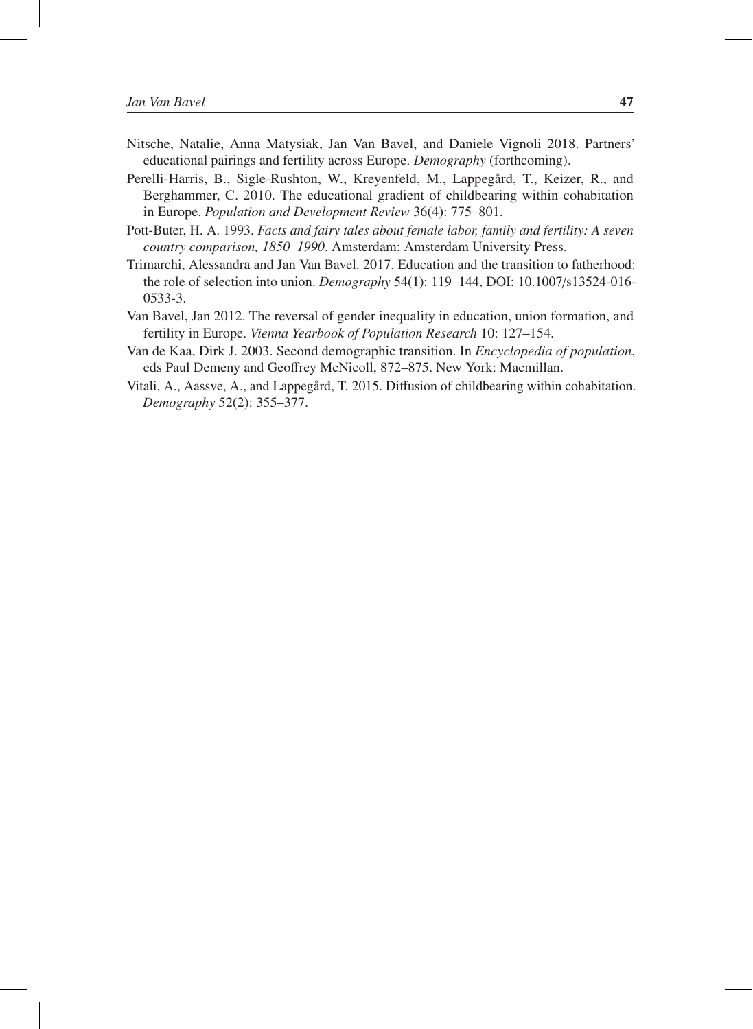Nitsche, Natalie, Anna Matysiak, Jan Van Bavel, and Daniele Vignoli 2018. Partners' educational pairings and fertility across Europe. *Demography* (forthcoming).

Perelli-Harris, B., Sigle-Rushton, W., Kreyenfeld, M., Lappegård, T., Keizer, R., and Berghammer, C. 2010. The educational gradient of childbearing within cohabitation in Europe. *Population and Development Review* 36(4): 775–801.

Pott-Buter, H. A. 1993. *Facts and fairy tales about female labor, family and fertility: A seven country comparison, 1850–1990*. Amsterdam: Amsterdam University Press.

Trimarchi, Alessandra and Jan Van Bavel. 2017. Education and the transition to fatherhood: the role of selection into union. *Demography* 54(1): 119–144, DOI: 10.1007/s13524-016-0533-3.

Van Bavel, Jan 2012. The reversal of gender inequality in education, union formation, and fertility in Europe. *Vienna Yearbook of Population Research* 10: 127–154.

Van de Kaa, Dirk J. 2003. Second demographic transition. In *Encyclopedia of population*, eds Paul Demeny and Geoffrey McNicoll, 872–875. New York: Macmillan.

Vitali, A., Aassve, A., and Lappegård, T. 2015. Diffusion of childbearing within cohabitation. *Demography* 52(2): 355–377.